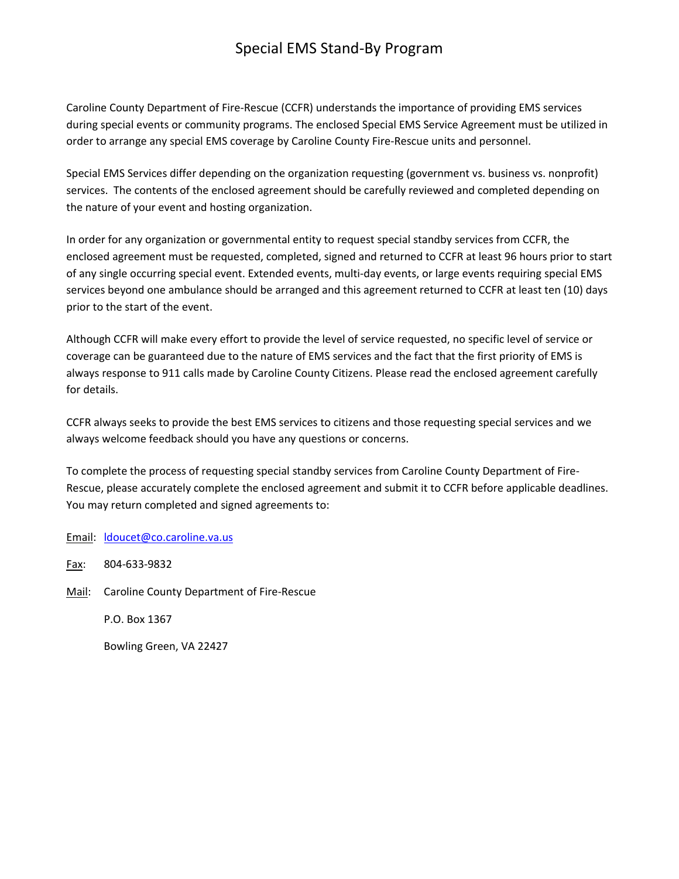# Special EMS Stand-By Program

Caroline County Department of Fire-Rescue (CCFR) understands the importance of providing EMS services during special events or community programs. The enclosed Special EMS Service Agreement must be utilized in order to arrange any special EMS coverage by Caroline County Fire-Rescue units and personnel.

Special EMS Services differ depending on the organization requesting (government vs. business vs. nonprofit) services. The contents of the enclosed agreement should be carefully reviewed and completed depending on the nature of your event and hosting organization.

In order for any organization or governmental entity to request special standby services from CCFR, the enclosed agreement must be requested, completed, signed and returned to CCFR at least 96 hours prior to start of any single occurring special event. Extended events, multi-day events, or large events requiring special EMS services beyond one ambulance should be arranged and this agreement returned to CCFR at least ten (10) days prior to the start of the event.

Although CCFR will make every effort to provide the level of service requested, no specific level of service or coverage can be guaranteed due to the nature of EMS services and the fact that the first priority of EMS is always response to 911 calls made by Caroline County Citizens. Please read the enclosed agreement carefully for details.

CCFR always seeks to provide the best EMS services to citizens and those requesting special services and we always welcome feedback should you have any questions or concerns.

To complete the process of requesting special standby services from Caroline County Department of Fire-Rescue, please accurately complete the enclosed agreement and submit it to CCFR before applicable deadlines. You may return completed and signed agreements to:

Email: ldoucet@co.caroline.va.us

Fax: 804-633-9832

Mail: Caroline County Department of Fire-Rescue

P.O. Box 1367

Bowling Green, VA 22427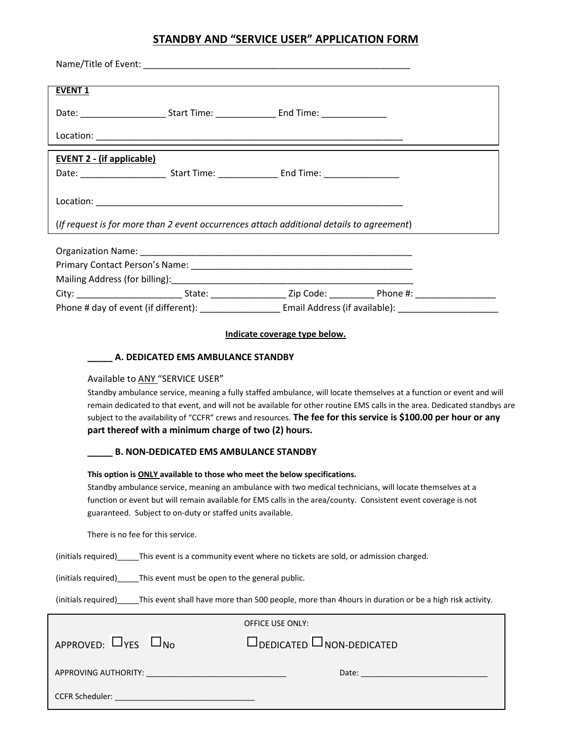# STANDBY AND "SERVICE USER" APPLICATION FORM

Name/Title of Event: _______________________________________________________

**EVENT 1**

Date: _________________ Start Time: ____________ End Time: _____________

Location: _______________________________________________________________

**EVENT 2 - (if applicable)**

Date: _________________ Start Time: ____________ End Time: _______________

Location: _______________________________________________________________

(*If request is for more than 2 event occurrences attach additional details to agreement*)

Organization Name: ________________________________________________________

Primary Contact Person's Name: _____________________________________________

Mailing Address (for billing):_______________________________________________

City: _____________________ State: _______________ Zip Code: _________ Phone #: ________________

Phone # day of event (if different): ________________ Email Address (if available): ____________________

**Indicate coverage type below.**

**_____ A. DEDICATED EMS AMBULANCE STANDBY**

Available to ANY "SERVICE USER"

Standby ambulance service, meaning a fully staffed ambulance, will locate themselves at a function or event and will remain dedicated to that event, and will not be available for other routine EMS calls in the area. Dedicated standbys are subject to the availability of "CCFR" crews and resources. **The fee for this service is $100.00 per hour or any part thereof with a minimum charge of two (2) hours.**

**_____ B. NON-DEDICATED EMS AMBULANCE STANDBY**

**This option is ONLY available to those who meet the below specifications.**

Standby ambulance service, meaning an ambulance with two medical technicians, will locate themselves at a function or event but will remain available for EMS calls in the area/county. Consistent event coverage is not guaranteed. Subject to on-duty or staffed units available.

There is no fee for this service.

(initials required)_____This event is a community event where no tickets are sold, or admission charged.

(initials required)_____This event must be open to the general public.

(initials required)_____This event shall have more than 500 people, more than 4hours in duration or be a high risk activity.

OFFICE USE ONLY:

APPROVED: ☐YES ☐No ☐DEDICATED ☐NON-DEDICATED

APPROVING AUTHORITY: ________________________________ Date: ______________________________

CCFR Scheduler: _________________________________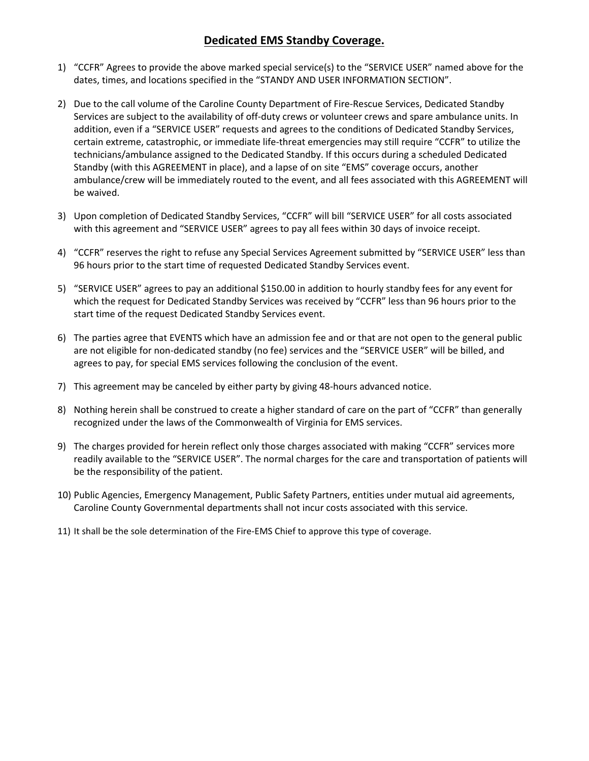## Dedicated EMS Standby Coverage.

1) "CCFR" Agrees to provide the above marked special service(s) to the "SERVICE USER" named above for the dates, times, and locations specified in the "STANDY AND USER INFORMATION SECTION".

2) Due to the call volume of the Caroline County Department of Fire-Rescue Services, Dedicated Standby Services are subject to the availability of off-duty crews or volunteer crews and spare ambulance units. In addition, even if a "SERVICE USER" requests and agrees to the conditions of Dedicated Standby Services, certain extreme, catastrophic, or immediate life-threat emergencies may still require "CCFR" to utilize the technicians/ambulance assigned to the Dedicated Standby. If this occurs during a scheduled Dedicated Standby (with this AGREEMENT in place), and a lapse of on site "EMS" coverage occurs, another ambulance/crew will be immediately routed to the event, and all fees associated with this AGREEMENT will be waived.

3) Upon completion of Dedicated Standby Services, "CCFR" will bill "SERVICE USER" for all costs associated with this agreement and "SERVICE USER" agrees to pay all fees within 30 days of invoice receipt.

4) "CCFR" reserves the right to refuse any Special Services Agreement submitted by "SERVICE USER" less than 96 hours prior to the start time of requested Dedicated Standby Services event.

5) "SERVICE USER" agrees to pay an additional $150.00 in addition to hourly standby fees for any event for which the request for Dedicated Standby Services was received by "CCFR" less than 96 hours prior to the start time of the request Dedicated Standby Services event.

6) The parties agree that EVENTS which have an admission fee and or that are not open to the general public are not eligible for non-dedicated standby (no fee) services and the "SERVICE USER" will be billed, and agrees to pay, for special EMS services following the conclusion of the event.

7) This agreement may be canceled by either party by giving 48-hours advanced notice.

8) Nothing herein shall be construed to create a higher standard of care on the part of "CCFR" than generally recognized under the laws of the Commonwealth of Virginia for EMS services.

9) The charges provided for herein reflect only those charges associated with making "CCFR" services more readily available to the "SERVICE USER". The normal charges for the care and transportation of patients will be the responsibility of the patient.

10) Public Agencies, Emergency Management, Public Safety Partners, entities under mutual aid agreements, Caroline County Governmental departments shall not incur costs associated with this service.

11) It shall be the sole determination of the Fire-EMS Chief to approve this type of coverage.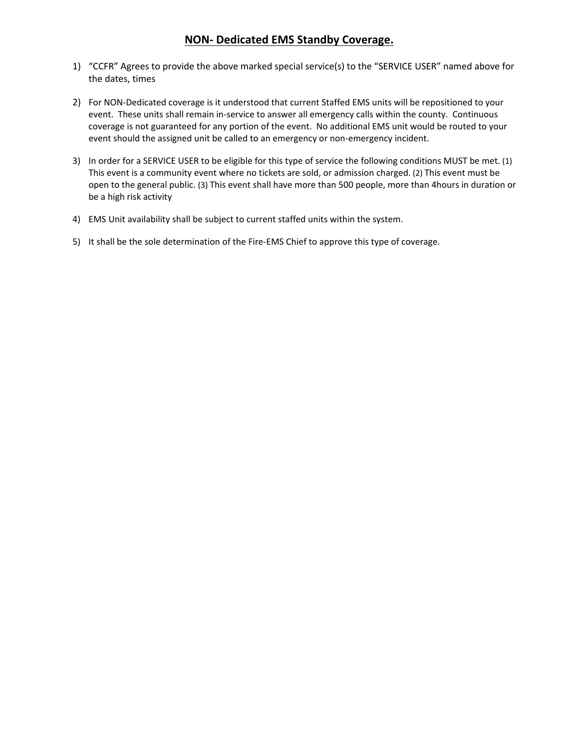## NON- Dedicated EMS Standby Coverage.

1) "CCFR" Agrees to provide the above marked special service(s) to the "SERVICE USER" named above for the dates, times

2) For NON-Dedicated coverage is it understood that current Staffed EMS units will be repositioned to your event. These units shall remain in-service to answer all emergency calls within the county. Continuous coverage is not guaranteed for any portion of the event. No additional EMS unit would be routed to your event should the assigned unit be called to an emergency or non-emergency incident.

3) In order for a SERVICE USER to be eligible for this type of service the following conditions MUST be met. (1) This event is a community event where no tickets are sold, or admission charged. (2) This event must be open to the general public. (3) This event shall have more than 500 people, more than 4hours in duration or be a high risk activity

4) EMS Unit availability shall be subject to current staffed units within the system.

5) It shall be the sole determination of the Fire-EMS Chief to approve this type of coverage.